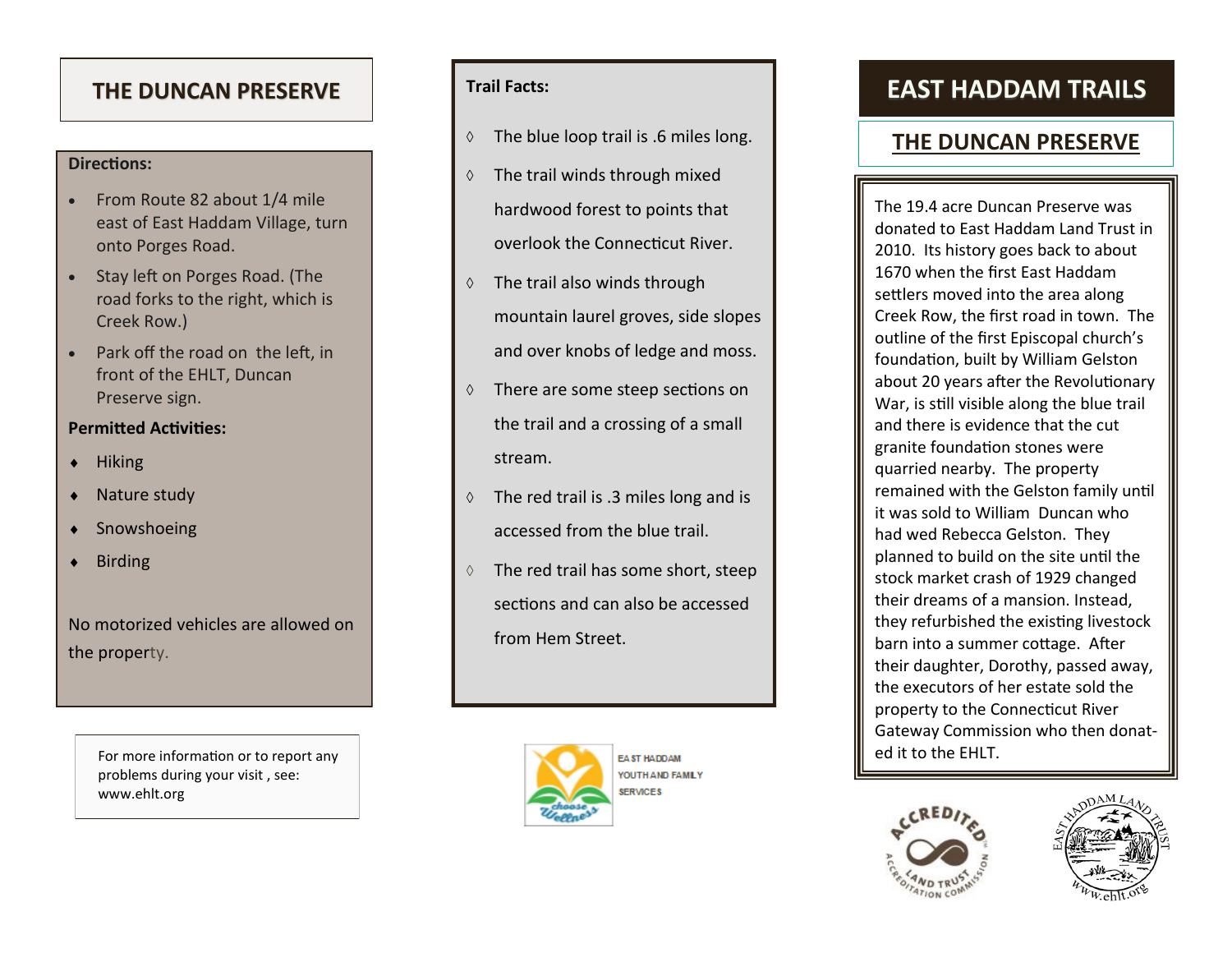# THE DUNCAN PRESERVE

**Directions:**

- From Route 82 about 1/4 mile east of East Haddam Village, turn onto Porges Road.
- Stay left on Porges Road. (The road forks to the right, which is Creek Row.)
- Park off the road on the left, in front of the EHLT, Duncan Preserve sign.

**Permitted Activities:**

- Hiking
- Nature study
- Snowshoeing
- Birding

No motorized vehicles are allowed on the property.

For more information or to report any problems during your visit , see: www.ehlt.org

**Trail Facts:**

- The blue loop trail is .6 miles long.
- The trail winds through mixed hardwood forest to points that overlook the Connecticut River.
- The trail also winds through mountain laurel groves, side slopes and over knobs of ledge and moss.
- There are some steep sections on the trail and a crossing of a small stream.
- The red trail is .3 miles long and is accessed from the blue trail.
- The red trail has some short, steep sections and can also be accessed from Hem Street.

EAST HADDAM YOUTH AND FAMILY SERVICES

# EAST HADDAM TRAILS

## THE DUNCAN PRESERVE

The 19.4 acre Duncan Preserve was donated to East Haddam Land Trust in 2010. Its history goes back to about 1670 when the first East Haddam settlers moved into the area along Creek Row, the first road in town. The outline of the first Episcopal church's foundation, built by William Gelston about 20 years after the Revolutionary War, is still visible along the blue trail and there is evidence that the cut granite foundation stones were quarried nearby. The property remained with the Gelston family until it was sold to William Duncan who had wed Rebecca Gelston. They planned to build on the site until the stock market crash of 1929 changed their dreams of a mansion. Instead, they refurbished the existing livestock barn into a summer cottage. After their daughter, Dorothy, passed away, the executors of her estate sold the property to the Connecticut River Gateway Commission who then donated it to the EHLT.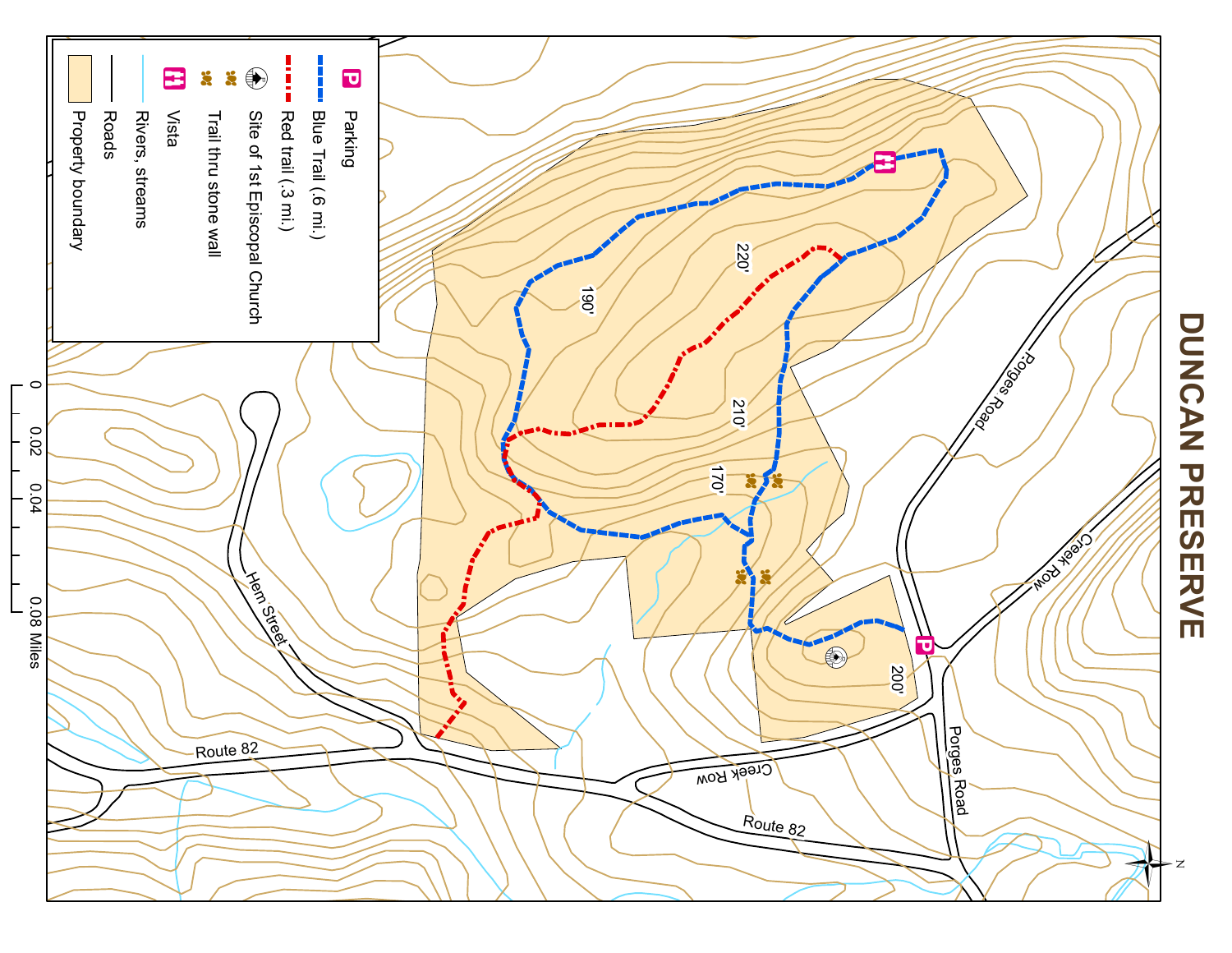# DUNCAN PRESERVE

- Parking
- Blue Trail (.6 mi.)
- Red trail (.3 mi.)
- Site of 1st Episcopal Church
- Trail thru stone wall
- Vista
- Rivers, streams
- Roads
- Property boundary

0 0.02 0.04 0.08 Miles

220'
190'
210'
170'
200'

Porges Road
Creek Row
Hem Street
Route 82
Creek Row
Route 82
Porges Road

N